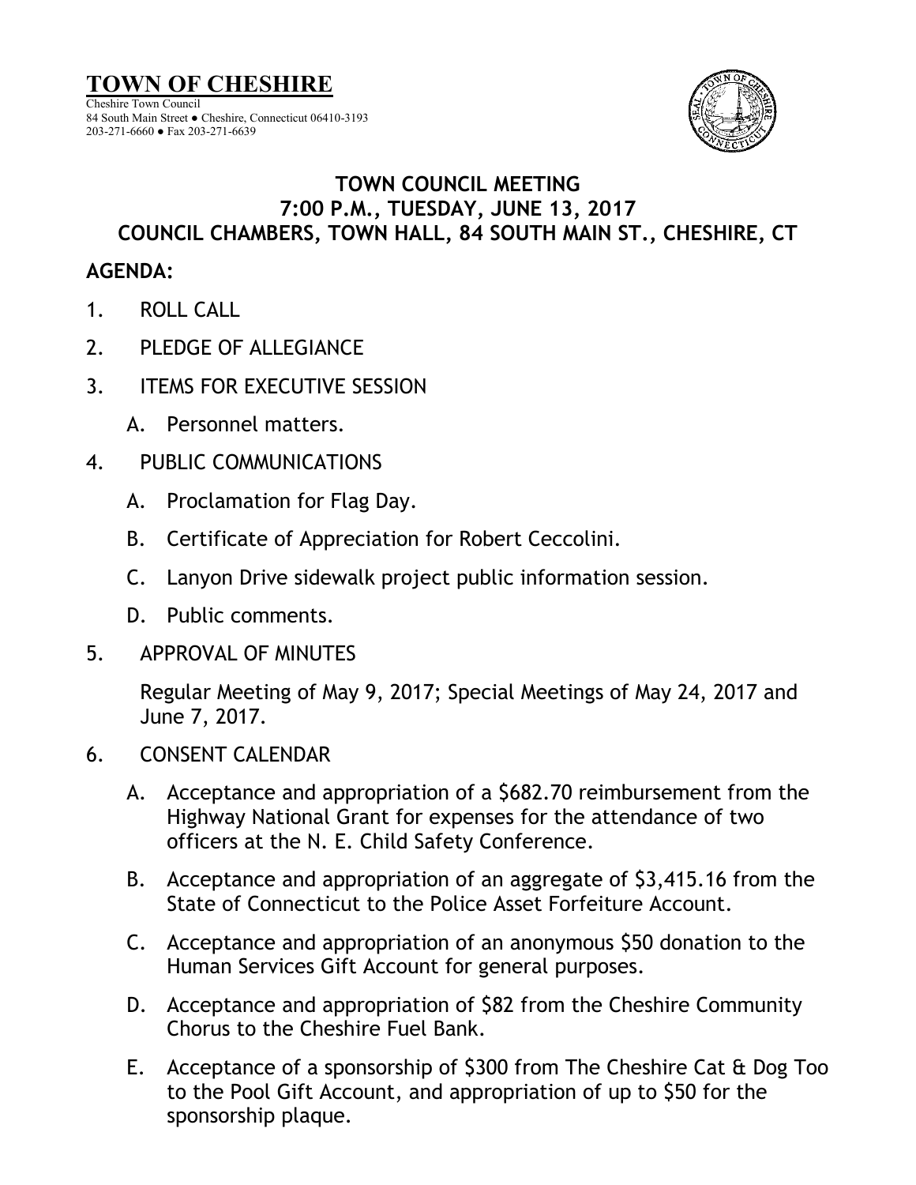# TOWN OF CHESHIRE

Cheshire Town Council
84 South Main Street ● Cheshire, Connecticut 06410-3193
203-271-6660 ● Fax 203-271-6639

## TOWN COUNCIL MEETING
## 7:00 P.M., TUESDAY, JUNE 13, 2017
## COUNCIL CHAMBERS, TOWN HALL, 84 SOUTH MAIN ST., CHESHIRE, CT

**AGENDA:**

1. ROLL CALL

2. PLEDGE OF ALLEGIANCE

3. ITEMS FOR EXECUTIVE SESSION

   A. Personnel matters.

4. PUBLIC COMMUNICATIONS

   A. Proclamation for Flag Day.

   B. Certificate of Appreciation for Robert Ceccolini.

   C. Lanyon Drive sidewalk project public information session.

   D. Public comments.

5. APPROVAL OF MINUTES

   Regular Meeting of May 9, 2017; Special Meetings of May 24, 2017 and June 7, 2017.

6. CONSENT CALENDAR

   A. Acceptance and appropriation of a $682.70 reimbursement from the Highway National Grant for expenses for the attendance of two officers at the N. E. Child Safety Conference.

   B. Acceptance and appropriation of an aggregate of $3,415.16 from the State of Connecticut to the Police Asset Forfeiture Account.

   C. Acceptance and appropriation of an anonymous $50 donation to the Human Services Gift Account for general purposes.

   D. Acceptance and appropriation of $82 from the Cheshire Community Chorus to the Cheshire Fuel Bank.

   E. Acceptance of a sponsorship of $300 from The Cheshire Cat & Dog Too to the Pool Gift Account, and appropriation of up to $50 for the sponsorship plaque.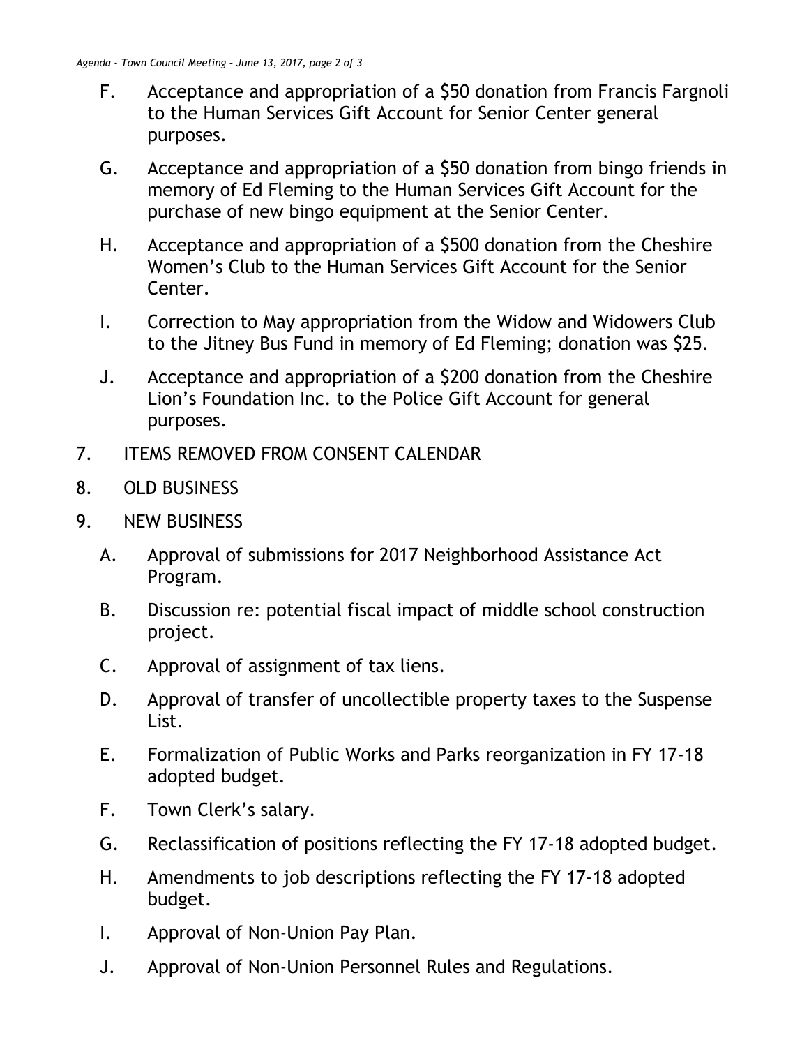F. Acceptance and appropriation of a $50 donation from Francis Fargnoli to the Human Services Gift Account for Senior Center general purposes.

G. Acceptance and appropriation of a $50 donation from bingo friends in memory of Ed Fleming to the Human Services Gift Account for the purchase of new bingo equipment at the Senior Center.

H. Acceptance and appropriation of a $500 donation from the Cheshire Women's Club to the Human Services Gift Account for the Senior Center.

I. Correction to May appropriation from the Widow and Widowers Club to the Jitney Bus Fund in memory of Ed Fleming; donation was $25.

J. Acceptance and appropriation of a $200 donation from the Cheshire Lion's Foundation Inc. to the Police Gift Account for general purposes.

7. ITEMS REMOVED FROM CONSENT CALENDAR

8. OLD BUSINESS

9. NEW BUSINESS

A. Approval of submissions for 2017 Neighborhood Assistance Act Program.

B. Discussion re: potential fiscal impact of middle school construction project.

C. Approval of assignment of tax liens.

D. Approval of transfer of uncollectible property taxes to the Suspense List.

E. Formalization of Public Works and Parks reorganization in FY 17-18 adopted budget.

F. Town Clerk's salary.

G. Reclassification of positions reflecting the FY 17-18 adopted budget.

H. Amendments to job descriptions reflecting the FY 17-18 adopted budget.

I. Approval of Non-Union Pay Plan.

J. Approval of Non-Union Personnel Rules and Regulations.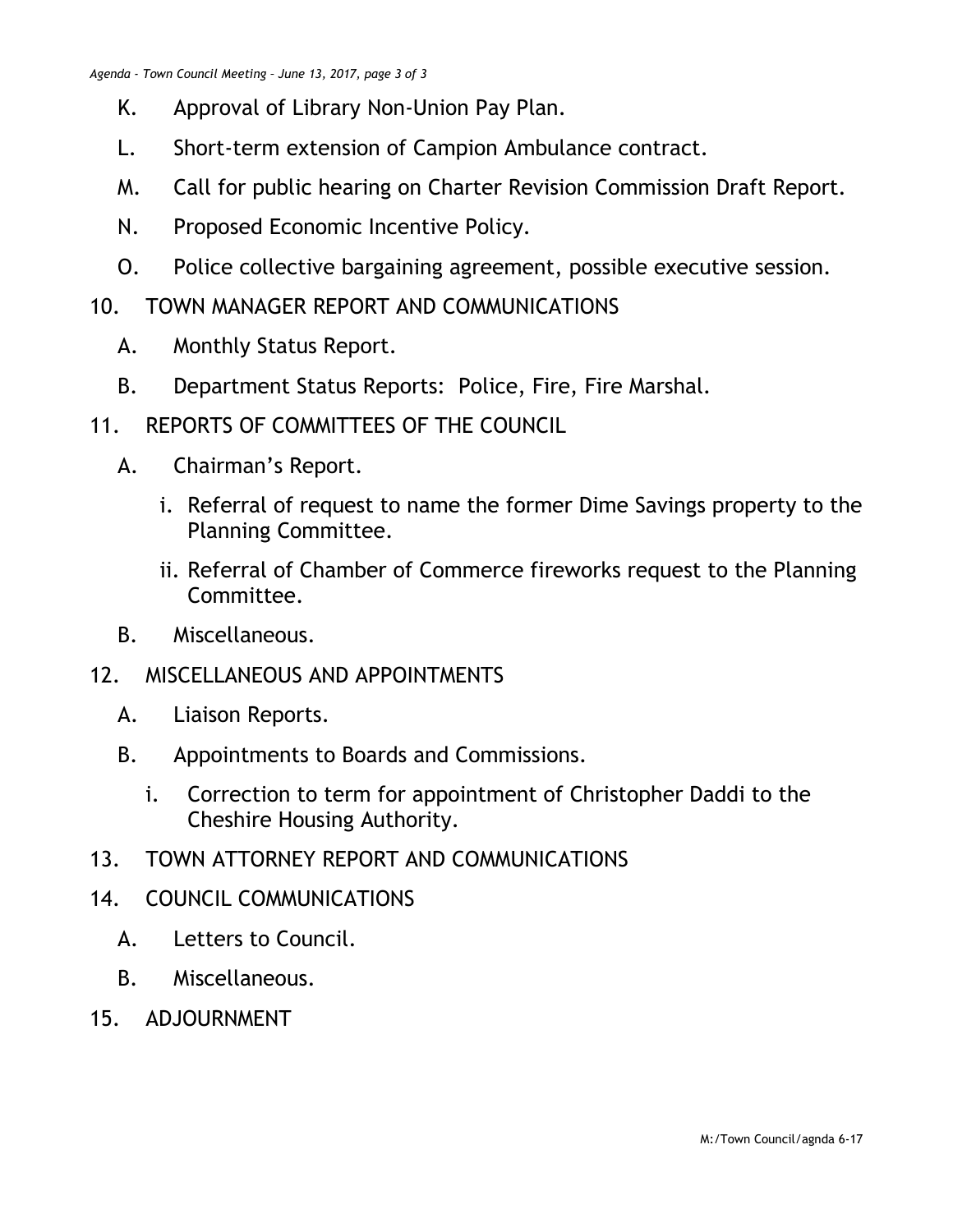K. Approval of Library Non-Union Pay Plan.

L. Short-term extension of Campion Ambulance contract.

M. Call for public hearing on Charter Revision Commission Draft Report.

N. Proposed Economic Incentive Policy.

O. Police collective bargaining agreement, possible executive session.

10. TOWN MANAGER REPORT AND COMMUNICATIONS

A. Monthly Status Report.

B. Department Status Reports: Police, Fire, Fire Marshal.

11. REPORTS OF COMMITTEES OF THE COUNCIL

A. Chairman's Report.

i. Referral of request to name the former Dime Savings property to the Planning Committee.

ii. Referral of Chamber of Commerce fireworks request to the Planning Committee.

B. Miscellaneous.

12. MISCELLANEOUS AND APPOINTMENTS

A. Liaison Reports.

B. Appointments to Boards and Commissions.

i. Correction to term for appointment of Christopher Daddi to the Cheshire Housing Authority.

13. TOWN ATTORNEY REPORT AND COMMUNICATIONS

14. COUNCIL COMMUNICATIONS

A. Letters to Council.

B. Miscellaneous.

15. ADJOURNMENT

M:/Town Council/agnda 6-17